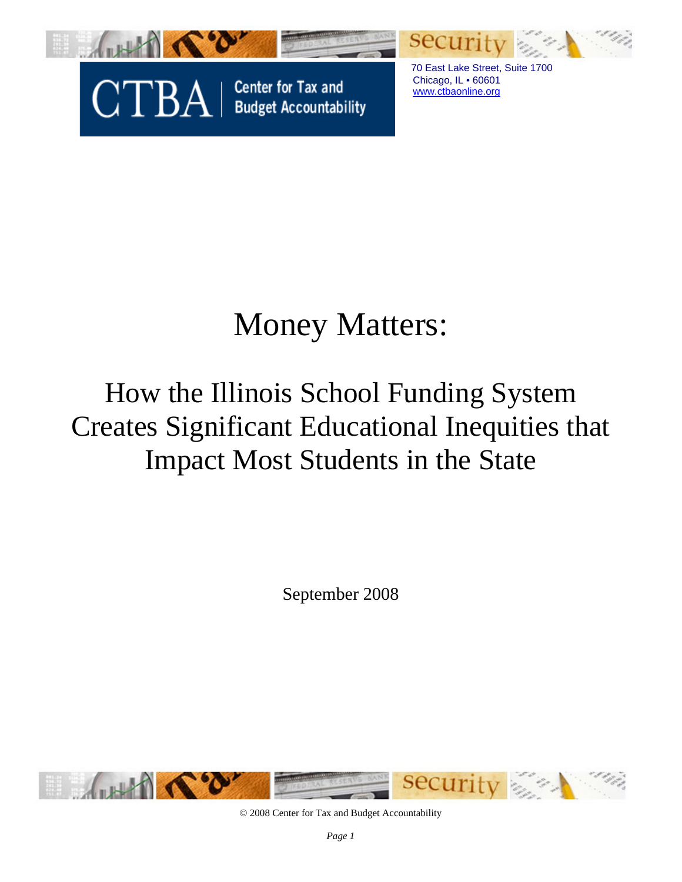CTBA | Center for Tax and Budget Accountability

70 East Lake Street, Suite 1700
Chicago, IL • 60601
www.ctbaonline.org

# Money Matters:

## How the Illinois School Funding System Creates Significant Educational Inequities that Impact Most Students in the State

September 2008

© 2008 Center for Tax and Budget Accountability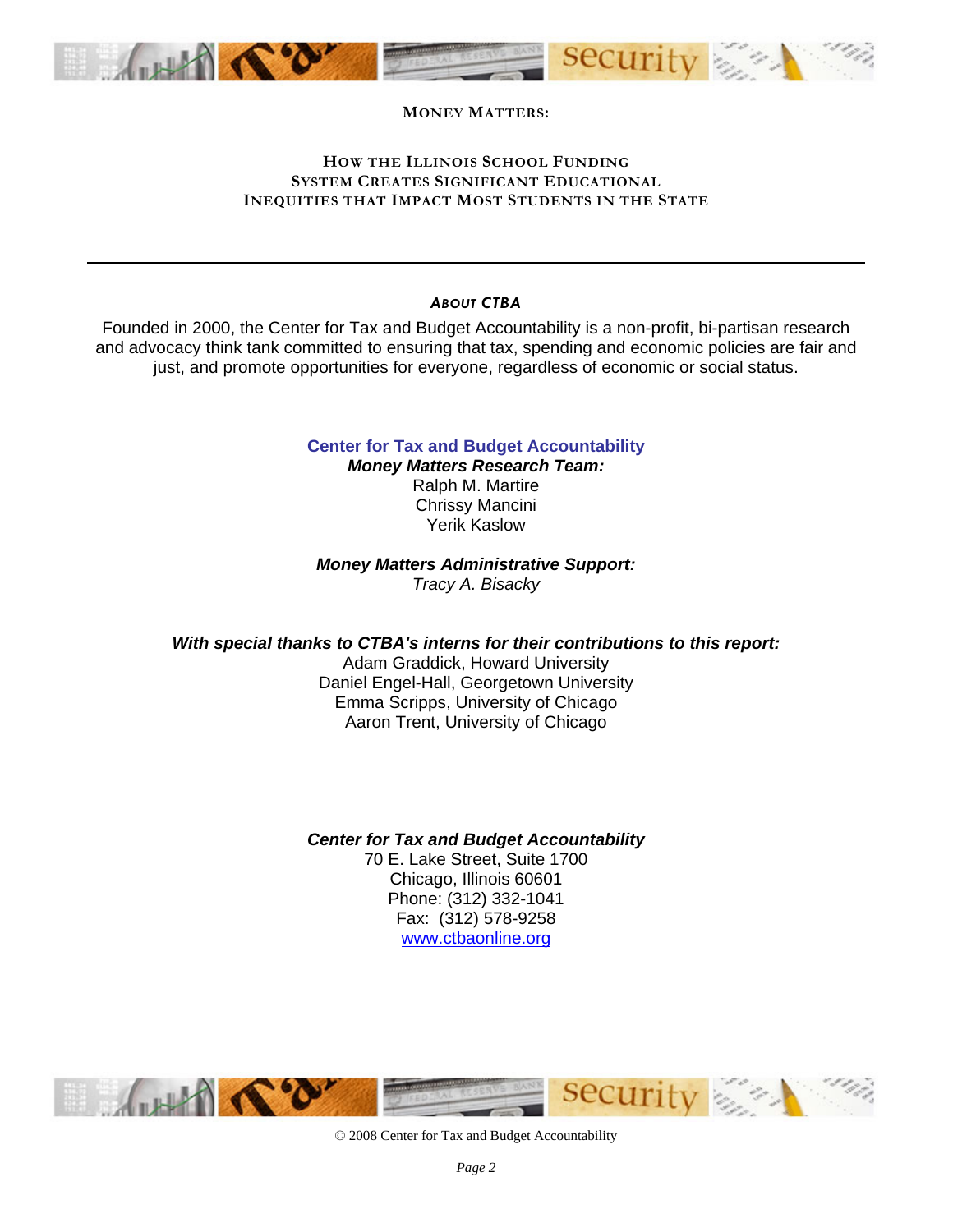**MONEY MATTERS:**

**HOW THE ILLINOIS SCHOOL FUNDING SYSTEM CREATES SIGNIFICANT EDUCATIONAL INEQUITIES THAT IMPACT MOST STUDENTS IN THE STATE**

---

***ABOUT CTBA***

Founded in 2000, the Center for Tax and Budget Accountability is a non-profit, bi-partisan research and advocacy think tank committed to ensuring that tax, spending and economic policies are fair and just, and promote opportunities for everyone, regardless of economic or social status.

**Center for Tax and Budget Accountability**
***Money Matters Research Team:***
Ralph M. Martire
Chrissy Mancini
Yerik Kaslow

***Money Matters Administrative Support:***
*Tracy A. Bisacky*

***With special thanks to CTBA's interns for their contributions to this report:***
Adam Graddick, Howard University
Daniel Engel-Hall, Georgetown University
Emma Scripps, University of Chicago
Aaron Trent, University of Chicago

***Center for Tax and Budget Accountability***
70 E. Lake Street, Suite 1700
Chicago, Illinois 60601
Phone: (312) 332-1041
Fax: (312) 578-9258
www.ctbaonline.org

© 2008 Center for Tax and Budget Accountability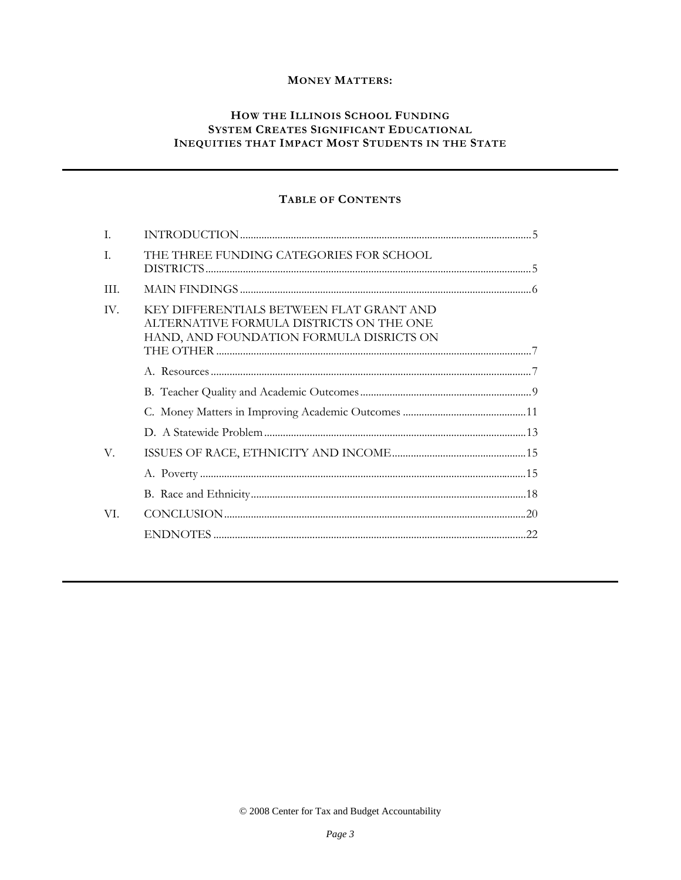**MONEY MATTERS:**

**HOW THE ILLINOIS SCHOOL FUNDING SYSTEM CREATES SIGNIFICANT EDUCATIONAL INEQUITIES THAT IMPACT MOST STUDENTS IN THE STATE**

---

**TABLE OF CONTENTS**

| | | |
|---|---|---|
| I. | INTRODUCTION | 5 |
| I. | THE THREE FUNDING CATEGORIES FOR SCHOOL DISTRICTS | 5 |
| III. | MAIN FINDINGS | 6 |
| IV. | KEY DIFFERENTIALS BETWEEN FLAT GRANT AND ALTERNATIVE FORMULA DISTRICTS ON THE ONE HAND, AND FOUNDATION FORMULA DISRICTS ON THE OTHER | 7 |
| | A. Resources | 7 |
| | B. Teacher Quality and Academic Outcomes | 9 |
| | C. Money Matters in Improving Academic Outcomes | 11 |
| | D. A Statewide Problem | 13 |
| V. | ISSUES OF RACE, ETHNICITY AND INCOME | 15 |
| | A. Poverty | 15 |
| | B. Race and Ethnicity | 18 |
| VI. | CONCLUSION | 20 |
| | ENDNOTES | 22 |

---

© 2008 Center for Tax and Budget Accountability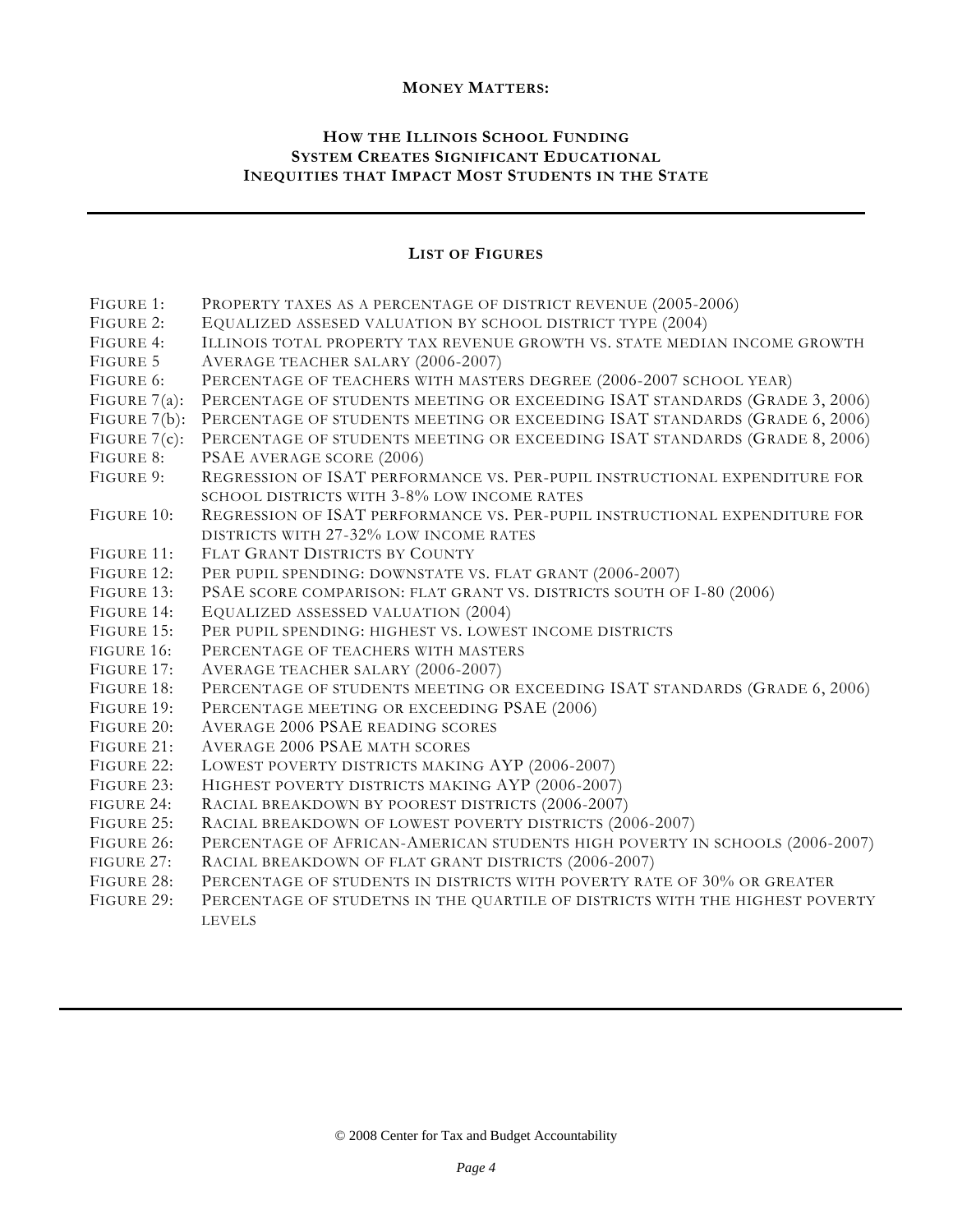# MONEY MATTERS:

## HOW THE ILLINOIS SCHOOL FUNDING SYSTEM CREATES SIGNIFICANT EDUCATIONAL INEQUITIES THAT IMPACT MOST STUDENTS IN THE STATE

---

### LIST OF FIGURES

| | |
|---|---|
| FIGURE 1: | PROPERTY TAXES AS A PERCENTAGE OF DISTRICT REVENUE (2005-2006) |
| FIGURE 2: | EQUALIZED ASSESED VALUATION BY SCHOOL DISTRICT TYPE (2004) |
| FIGURE 4: | ILLINOIS TOTAL PROPERTY TAX REVENUE GROWTH VS. STATE MEDIAN INCOME GROWTH |
| FIGURE 5 | AVERAGE TEACHER SALARY (2006-2007) |
| FIGURE 6: | PERCENTAGE OF TEACHERS WITH MASTERS DEGREE (2006-2007 SCHOOL YEAR) |
| FIGURE 7(a): | PERCENTAGE OF STUDENTS MEETING OR EXCEEDING ISAT STANDARDS (GRADE 3, 2006) |
| FIGURE 7(b): | PERCENTAGE OF STUDENTS MEETING OR EXCEEDING ISAT STANDARDS (GRADE 6, 2006) |
| FIGURE 7(c): | PERCENTAGE OF STUDENTS MEETING OR EXCEEDING ISAT STANDARDS (GRADE 8, 2006) |
| FIGURE 8: | PSAE AVERAGE SCORE (2006) |
| FIGURE 9: | REGRESSION OF ISAT PERFORMANCE VS. PER-PUPIL INSTRUCTIONAL EXPENDITURE FOR SCHOOL DISTRICTS WITH 3-8% LOW INCOME RATES |
| FIGURE 10: | REGRESSION OF ISAT PERFORMANCE VS. PER-PUPIL INSTRUCTIONAL EXPENDITURE FOR DISTRICTS WITH 27-32% LOW INCOME RATES |
| FIGURE 11: | FLAT GRANT DISTRICTS BY COUNTY |
| FIGURE 12: | PER PUPIL SPENDING: DOWNSTATE VS. FLAT GRANT (2006-2007) |
| FIGURE 13: | PSAE SCORE COMPARISON: FLAT GRANT VS. DISTRICTS SOUTH OF I-80 (2006) |
| FIGURE 14: | EQUALIZED ASSESSED VALUATION (2004) |
| FIGURE 15: | PER PUPIL SPENDING: HIGHEST VS. LOWEST INCOME DISTRICTS |
| FIGURE 16: | PERCENTAGE OF TEACHERS WITH MASTERS |
| FIGURE 17: | AVERAGE TEACHER SALARY (2006-2007) |
| FIGURE 18: | PERCENTAGE OF STUDENTS MEETING OR EXCEEDING ISAT STANDARDS (GRADE 6, 2006) |
| FIGURE 19: | PERCENTAGE MEETING OR EXCEEDING PSAE (2006) |
| FIGURE 20: | AVERAGE 2006 PSAE READING SCORES |
| FIGURE 21: | AVERAGE 2006 PSAE MATH SCORES |
| FIGURE 22: | LOWEST POVERTY DISTRICTS MAKING AYP (2006-2007) |
| FIGURE 23: | HIGHEST POVERTY DISTRICTS MAKING AYP (2006-2007) |
| FIGURE 24: | RACIAL BREAKDOWN BY POOREST DISTRICTS (2006-2007) |
| FIGURE 25: | RACIAL BREAKDOWN OF LOWEST POVERTY DISTRICTS (2006-2007) |
| FIGURE 26: | PERCENTAGE OF AFRICAN-AMERICAN STUDENTS HIGH POVERTY IN SCHOOLS (2006-2007) |
| FIGURE 27: | RACIAL BREAKDOWN OF FLAT GRANT DISTRICTS (2006-2007) |
| FIGURE 28: | PERCENTAGE OF STUDENTS IN DISTRICTS WITH POVERTY RATE OF 30% OR GREATER |
| FIGURE 29: | PERCENTAGE OF STUDETNS IN THE QUARTILE OF DISTRICTS WITH THE HIGHEST POVERTY LEVELS |

---

© 2008 Center for Tax and Budget Accountability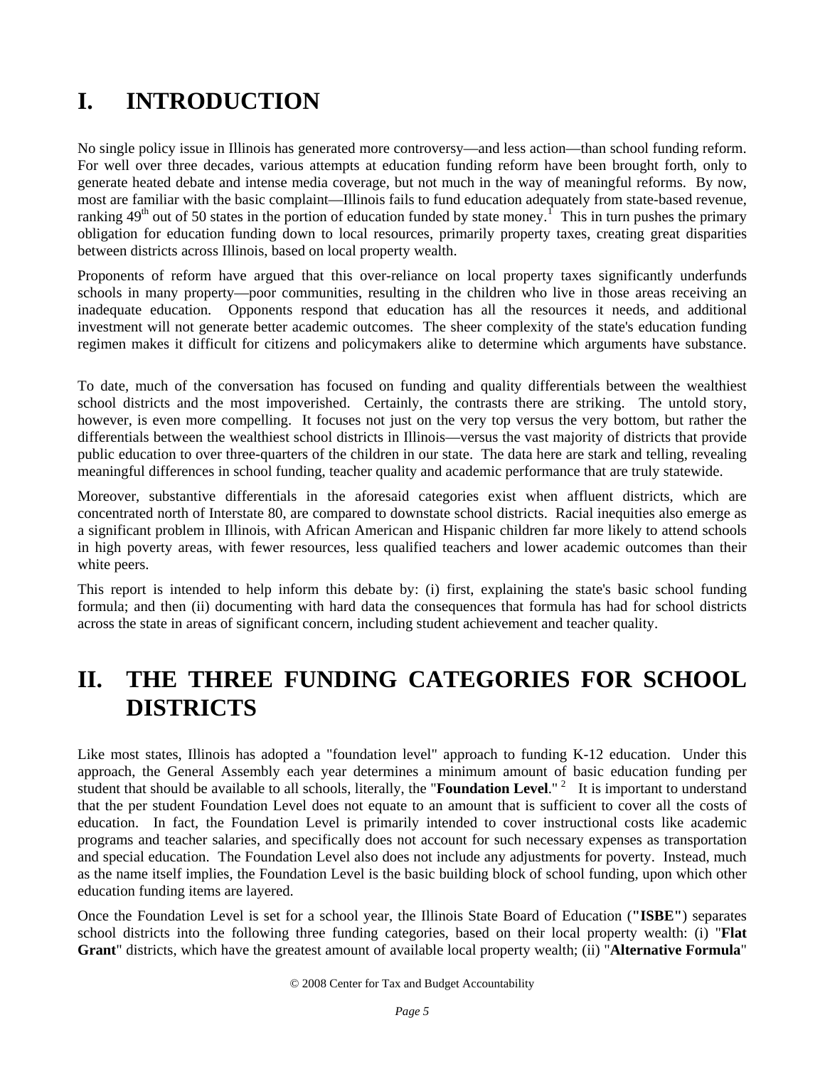# I. INTRODUCTION

No single policy issue in Illinois has generated more controversy—and less action—than school funding reform. For well over three decades, various attempts at education funding reform have been brought forth, only to generate heated debate and intense media coverage, but not much in the way of meaningful reforms. By now, most are familiar with the basic complaint—Illinois fails to fund education adequately from state-based revenue, ranking 49th out of 50 states in the portion of education funded by state money.[1] This in turn pushes the primary obligation for education funding down to local resources, primarily property taxes, creating great disparities between districts across Illinois, based on local property wealth.

Proponents of reform have argued that this over-reliance on local property taxes significantly underfunds schools in many property—poor communities, resulting in the children who live in those areas receiving an inadequate education. Opponents respond that education has all the resources it needs, and additional investment will not generate better academic outcomes. The sheer complexity of the state's education funding regimen makes it difficult for citizens and policymakers alike to determine which arguments have substance.

To date, much of the conversation has focused on funding and quality differentials between the wealthiest school districts and the most impoverished. Certainly, the contrasts there are striking. The untold story, however, is even more compelling. It focuses not just on the very top versus the very bottom, but rather the differentials between the wealthiest school districts in Illinois—versus the vast majority of districts that provide public education to over three-quarters of the children in our state. The data here are stark and telling, revealing meaningful differences in school funding, teacher quality and academic performance that are truly statewide.

Moreover, substantive differentials in the aforesaid categories exist when affluent districts, which are concentrated north of Interstate 80, are compared to downstate school districts. Racial inequities also emerge as a significant problem in Illinois, with African American and Hispanic children far more likely to attend schools in high poverty areas, with fewer resources, less qualified teachers and lower academic outcomes than their white peers.

This report is intended to help inform this debate by: (i) first, explaining the state's basic school funding formula; and then (ii) documenting with hard data the consequences that formula has had for school districts across the state in areas of significant concern, including student achievement and teacher quality.

# II. THE THREE FUNDING CATEGORIES FOR SCHOOL DISTRICTS

Like most states, Illinois has adopted a "foundation level" approach to funding K-12 education. Under this approach, the General Assembly each year determines a minimum amount of basic education funding per student that should be available to all schools, literally, the "**Foundation Level**."[2] It is important to understand that the per student Foundation Level does not equate to an amount that is sufficient to cover all the costs of education. In fact, the Foundation Level is primarily intended to cover instructional costs like academic programs and teacher salaries, and specifically does not account for such necessary expenses as transportation and special education. The Foundation Level also does not include any adjustments for poverty. Instead, much as the name itself implies, the Foundation Level is the basic building block of school funding, upon which other education funding items are layered.

Once the Foundation Level is set for a school year, the Illinois State Board of Education (**"ISBE"**) separates school districts into the following three funding categories, based on their local property wealth: (i) "**Flat Grant**" districts, which have the greatest amount of available local property wealth; (ii) "**Alternative Formula**"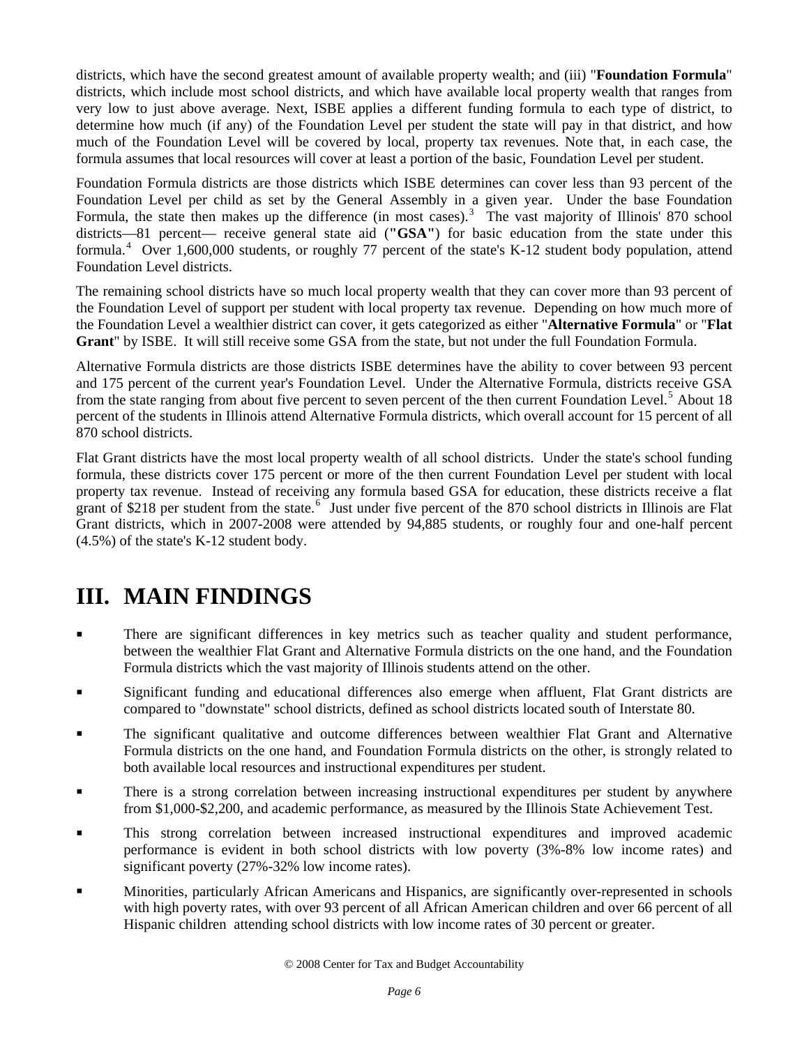districts, which have the second greatest amount of available property wealth; and (iii) "**Foundation Formula**" districts, which include most school districts, and which have available local property wealth that ranges from very low to just above average. Next, ISBE applies a different funding formula to each type of district, to determine how much (if any) of the Foundation Level per student the state will pay in that district, and how much of the Foundation Level will be covered by local, property tax revenues. Note that, in each case, the formula assumes that local resources will cover at least a portion of the basic, Foundation Level per student.

Foundation Formula districts are those districts which ISBE determines can cover less than 93 percent of the Foundation Level per child as set by the General Assembly in a given year. Under the base Foundation Formula, the state then makes up the difference (in most cases).[3] The vast majority of Illinois' 870 school districts—81 percent— receive general state aid (**"GSA"**) for basic education from the state under this formula.[4] Over 1,600,000 students, or roughly 77 percent of the state's K-12 student body population, attend Foundation Level districts.

The remaining school districts have so much local property wealth that they can cover more than 93 percent of the Foundation Level of support per student with local property tax revenue. Depending on how much more of the Foundation Level a wealthier district can cover, it gets categorized as either "**Alternative Formula**" or "**Flat Grant**" by ISBE. It will still receive some GSA from the state, but not under the full Foundation Formula.

Alternative Formula districts are those districts ISBE determines have the ability to cover between 93 percent and 175 percent of the current year's Foundation Level. Under the Alternative Formula, districts receive GSA from the state ranging from about five percent to seven percent of the then current Foundation Level.[5] About 18 percent of the students in Illinois attend Alternative Formula districts, which overall account for 15 percent of all 870 school districts.

Flat Grant districts have the most local property wealth of all school districts. Under the state's school funding formula, these districts cover 175 percent or more of the then current Foundation Level per student with local property tax revenue. Instead of receiving any formula based GSA for education, these districts receive a flat grant of $218 per student from the state.[6] Just under five percent of the 870 school districts in Illinois are Flat Grant districts, which in 2007-2008 were attended by 94,885 students, or roughly four and one-half percent (4.5%) of the state's K-12 student body.

# III. MAIN FINDINGS

- There are significant differences in key metrics such as teacher quality and student performance, between the wealthier Flat Grant and Alternative Formula districts on the one hand, and the Foundation Formula districts which the vast majority of Illinois students attend on the other.
- Significant funding and educational differences also emerge when affluent, Flat Grant districts are compared to "downstate" school districts, defined as school districts located south of Interstate 80.
- The significant qualitative and outcome differences between wealthier Flat Grant and Alternative Formula districts on the one hand, and Foundation Formula districts on the other, is strongly related to both available local resources and instructional expenditures per student.
- There is a strong correlation between increasing instructional expenditures per student by anywhere from $1,000-$2,200, and academic performance, as measured by the Illinois State Achievement Test.
- This strong correlation between increased instructional expenditures and improved academic performance is evident in both school districts with low poverty (3%-8% low income rates) and significant poverty (27%-32% low income rates).
- Minorities, particularly African Americans and Hispanics, are significantly over-represented in schools with high poverty rates, with over 93 percent of all African American children and over 66 percent of all Hispanic children attending school districts with low income rates of 30 percent or greater.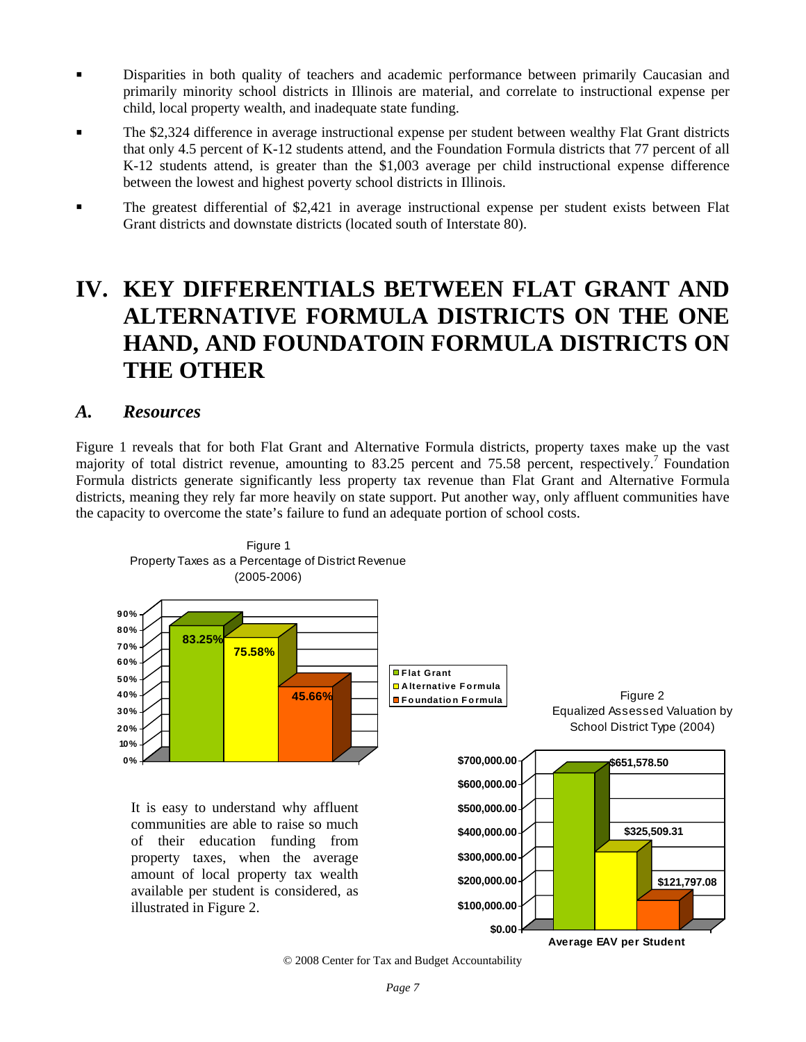- Disparities in both quality of teachers and academic performance between primarily Caucasian and primarily minority school districts in Illinois are material, and correlate to instructional expense per child, local property wealth, and inadequate state funding.
- The $2,324 difference in average instructional expense per student between wealthy Flat Grant districts that only 4.5 percent of K-12 students attend, and the Foundation Formula districts that 77 percent of all K-12 students attend, is greater than the $1,003 average per child instructional expense difference between the lowest and highest poverty school districts in Illinois.
- The greatest differential of $2,421 in average instructional expense per student exists between Flat Grant districts and downstate districts (located south of Interstate 80).

# IV. KEY DIFFERENTIALS BETWEEN FLAT GRANT AND ALTERNATIVE FORMULA DISTRICTS ON THE ONE HAND, AND FOUNDATOIN FORMULA DISTRICTS ON THE OTHER

## *A. Resources*

Figure 1 reveals that for both Flat Grant and Alternative Formula districts, property taxes make up the vast majority of total district revenue, amounting to 83.25 percent and 75.58 percent, respectively.[7] Foundation Formula districts generate significantly less property tax revenue than Flat Grant and Alternative Formula districts, meaning they rely far more heavily on state support. Put another way, only affluent communities have the capacity to overcome the state's failure to fund an adequate portion of school costs.

Figure 1
Property Taxes as a Percentage of District Revenue (2005-2006)

| District Type | Property Taxes as % of Revenue |
| --- | --- |
| Flat Grant | 83.25% |
| Alternative Formula | 75.58% |
| Foundation Formula | 45.66% |

It is easy to understand why affluent communities are able to raise so much of their education funding from property taxes, when the average amount of local property tax wealth available per student is considered, as illustrated in Figure 2.

Figure 2
Equalized Assessed Valuation by School District Type (2004)

| District Type | Average EAV per Student |
| --- | --- |
| Flat Grant | $651,578.50 |
| Alternative Formula | $325,509.31 |
| Foundation Formula | $121,797.08 |

© 2008 Center for Tax and Budget Accountability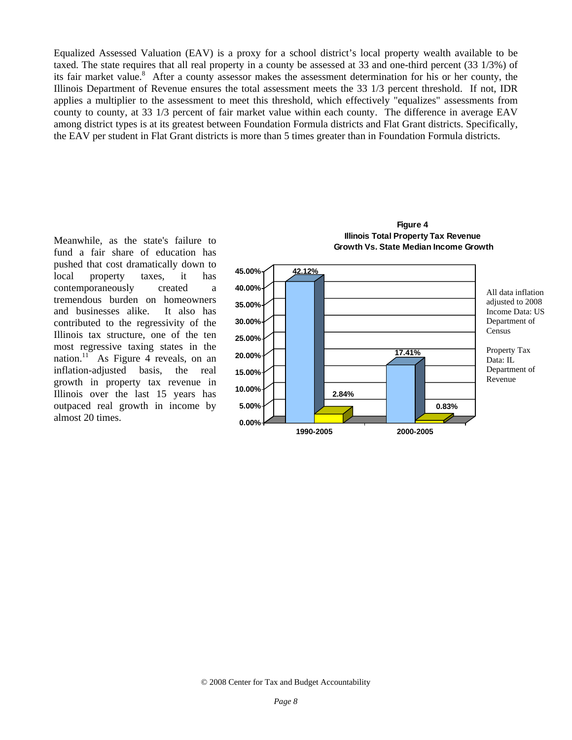Equalized Assessed Valuation (EAV) is a proxy for a school district's local property wealth available to be taxed. The state requires that all real property in a county be assessed at 33 and one-third percent (33 1/3%) of its fair market value.[8] After a county assessor makes the assessment determination for his or her county, the Illinois Department of Revenue ensures the total assessment meets the 33 1/3 percent threshold. If not, IDR applies a multiplier to the assessment to meet this threshold, which effectively "equalizes" assessments from county to county, at 33 1/3 percent of fair market value within each county. The difference in average EAV among district types is at its greatest between Foundation Formula districts and Flat Grant districts. Specifically, the EAV per student in Flat Grant districts is more than 5 times greater than in Foundation Formula districts.

Meanwhile, as the state's failure to fund a fair share of education has pushed that cost dramatically down to local property taxes, it has contemporaneously created a tremendous burden on homeowners and businesses alike. It also has contributed to the regressivity of the Illinois tax structure, one of the ten most regressive taxing states in the nation.[11] As Figure 4 reveals, on an inflation-adjusted basis, the real growth in property tax revenue in Illinois over the last 15 years has outpaced real growth in income by almost 20 times.

**Figure 4**
**Illinois Total Property Tax Revenue Growth Vs. State Median Income Growth**

| Period | Property Tax Revenue Growth | Median Income Growth |
|---|---|---|
| 1990-2005 | 42.12% | 2.84% |
| 2000-2005 | 17.41% | 0.83% |

All data inflation adjusted to 2008
Income Data: US Department of Census

Property Tax Data: IL Department of Revenue

© 2008 Center for Tax and Budget Accountability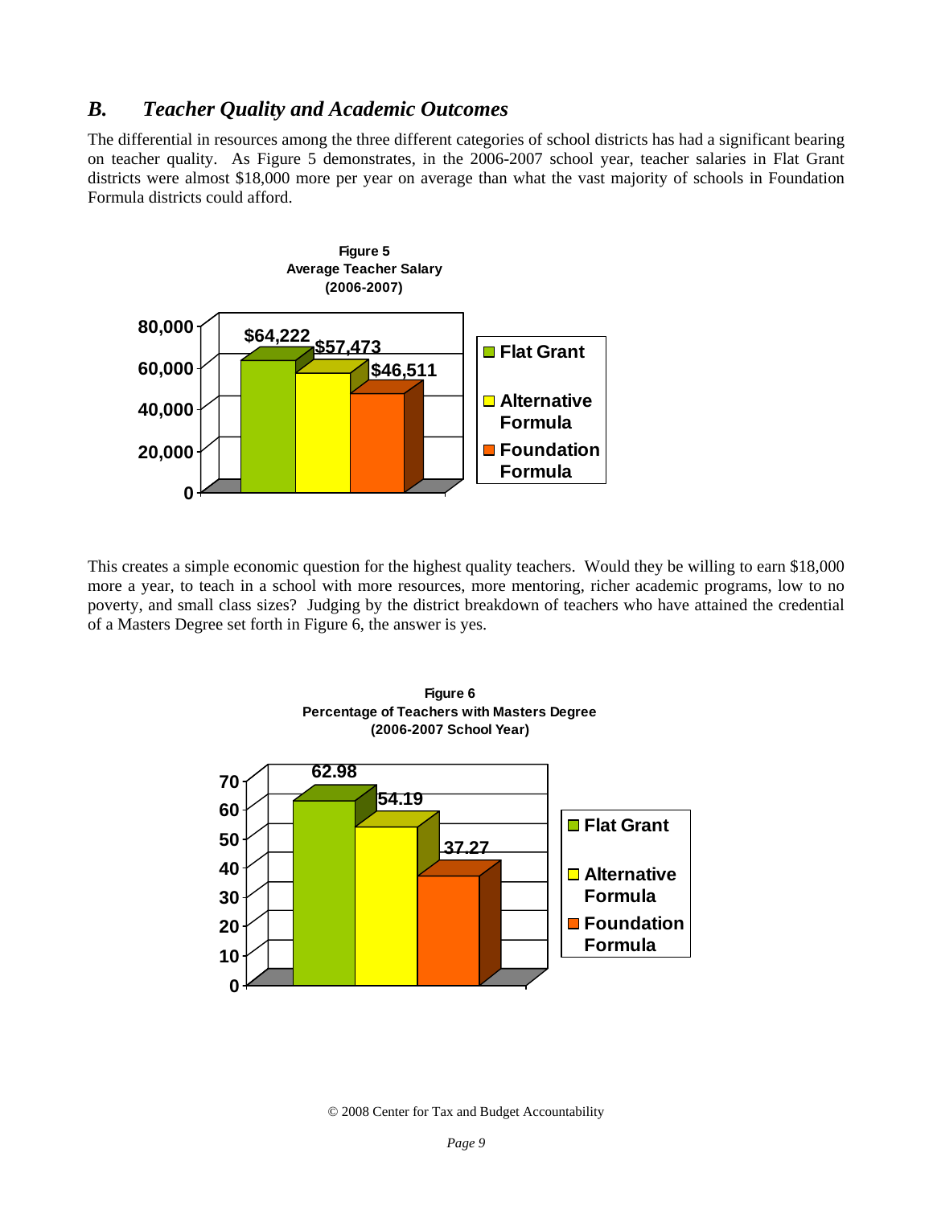## B. *Teacher Quality and Academic Outcomes*

The differential in resources among the three different categories of school districts has had a significant bearing on teacher quality. As Figure 5 demonstrates, in the 2006-2007 school year, teacher salaries in Flat Grant districts were almost $18,000 more per year on average than what the vast majority of schools in Foundation Formula districts could afford.

**Figure 5**
**Average Teacher Salary**
**(2006-2007)**

| Flat Grant | Alternative Formula | Foundation Formula |
|---|---|---|
| $64,222 | $57,473 | $46,511 |

This creates a simple economic question for the highest quality teachers. Would they be willing to earn $18,000 more a year, to teach in a school with more resources, more mentoring, richer academic programs, low to no poverty, and small class sizes? Judging by the district breakdown of teachers who have attained the credential of a Masters Degree set forth in Figure 6, the answer is yes.

**Figure 6**
**Percentage of Teachers with Masters Degree**
**(2006-2007 School Year)**

| Flat Grant | Alternative Formula | Foundation Formula |
|---|---|---|
| 62.98 | 54.19 | 37.27 |

© 2008 Center for Tax and Budget Accountability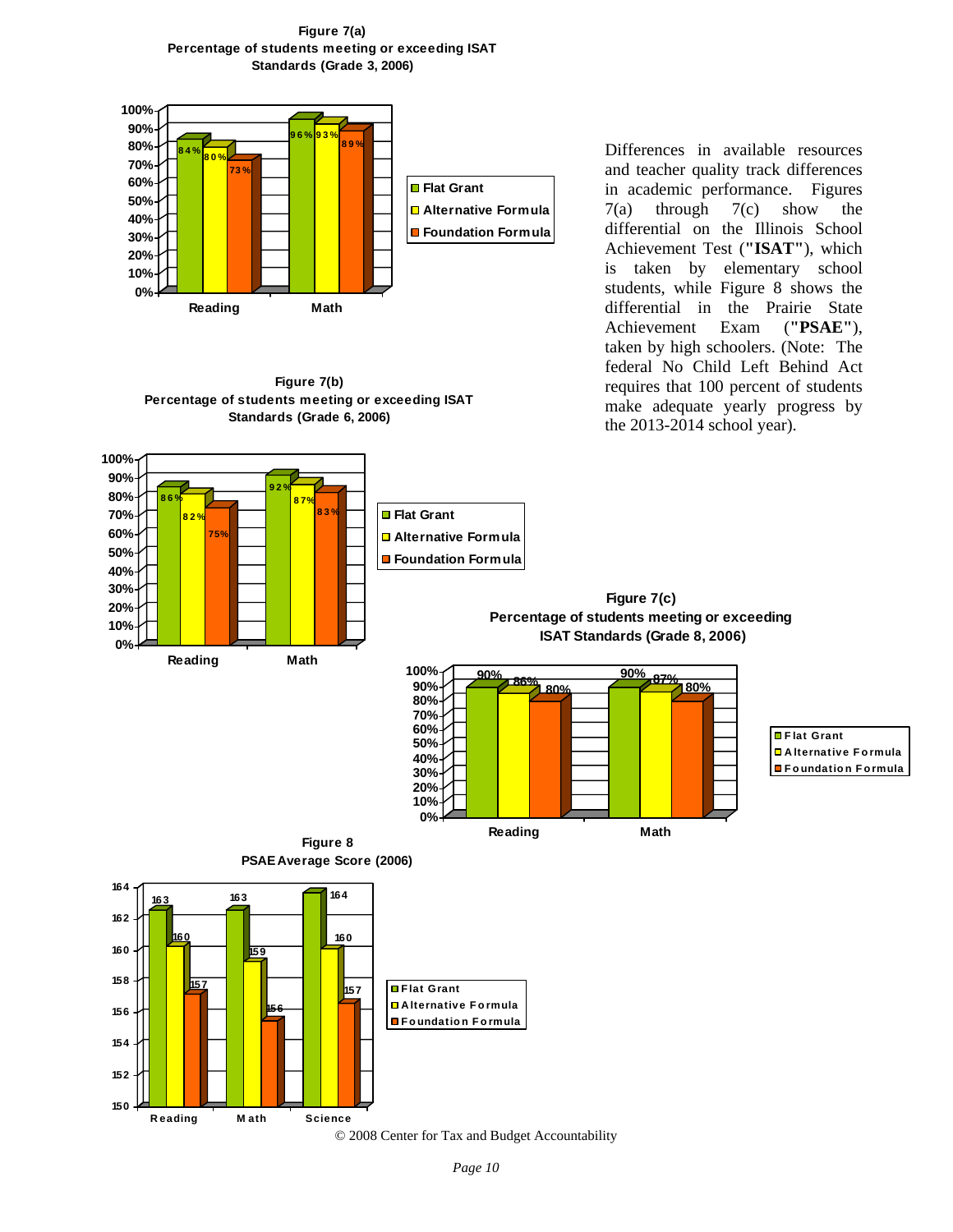**Figure 7(a)**
**Percentage of students meeting or exceeding ISAT Standards (Grade 3, 2006)**

| | Flat Grant | Alternative Formula | Foundation Formula |
|---|---|---|---|
| Reading | 84% | 80% | 73% |
| Math | 96% | 93% | 89% |

Differences in available resources and teacher quality track differences in academic performance. Figures 7(a) through 7(c) show the differential on the Illinois School Achievement Test (**"ISAT"**), which is taken by elementary school students, while Figure 8 shows the differential in the Prairie State Achievement Exam (**"PSAE"**), taken by high schoolers. (Note: The federal No Child Left Behind Act requires that 100 percent of students make adequate yearly progress by the 2013-2014 school year).

**Figure 7(b)**
**Percentage of students meeting or exceeding ISAT Standards (Grade 6, 2006)**

| | Flat Grant | Alternative Formula | Foundation Formula |
|---|---|---|---|
| Reading | 86% | 82% | 75% |
| Math | 92% | 87% | 83% |

**Figure 7(c)**
**Percentage of students meeting or exceeding ISAT Standards (Grade 8, 2006)**

| | Flat Grant | Alternative Formula | Foundation Formula |
|---|---|---|---|
| Reading | 90% | 86% | 80% |
| Math | 90% | 87% | 80% |

**Figure 8**
**PSAE Average Score (2006)**

| | Flat Grant | Alternative Formula | Foundation Formula |
|---|---|---|---|
| Reading | 163 | 160 | 157 |
| Math | 163 | 159 | 156 |
| Science | 164 | 160 | 157 |

© 2008 Center for Tax and Budget Accountability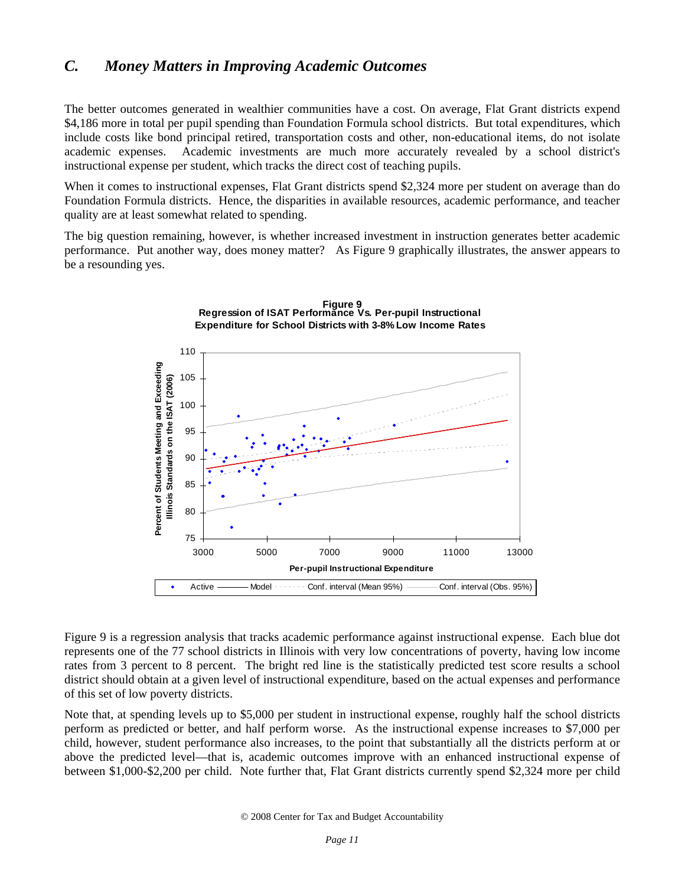## C. *Money Matters in Improving Academic Outcomes*

The better outcomes generated in wealthier communities have a cost. On average, Flat Grant districts expend \$4,186 more in total per pupil spending than Foundation Formula school districts. But total expenditures, which include costs like bond principal retired, transportation costs and other, non-educational items, do not isolate academic expenses. Academic investments are much more accurately revealed by a school district's instructional expense per student, which tracks the direct cost of teaching pupils.

When it comes to instructional expenses, Flat Grant districts spend \$2,324 more per student on average than do Foundation Formula districts. Hence, the disparities in available resources, academic performance, and teacher quality are at least somewhat related to spending.

The big question remaining, however, is whether increased investment in instruction generates better academic performance. Put another way, does money matter? As Figure 9 graphically illustrates, the answer appears to be a resounding yes.

**Figure 9**
**Regression of ISAT Performance Vs. Per-pupil Instructional Expenditure for School Districts with 3-8% Low Income Rates**

Figure 9 is a regression analysis that tracks academic performance against instructional expense. Each blue dot represents one of the 77 school districts in Illinois with very low concentrations of poverty, having low income rates from 3 percent to 8 percent. The bright red line is the statistically predicted test score results a school district should obtain at a given level of instructional expenditure, based on the actual expenses and performance of this set of low poverty districts.

Note that, at spending levels up to \$5,000 per student in instructional expense, roughly half the school districts perform as predicted or better, and half perform worse. As the instructional expense increases to \$7,000 per child, however, student performance also increases, to the point that substantially all the districts perform at or above the predicted level—that is, academic outcomes improve with an enhanced instructional expense of between \$1,000-\$2,200 per child. Note further that, Flat Grant districts currently spend \$2,324 more per child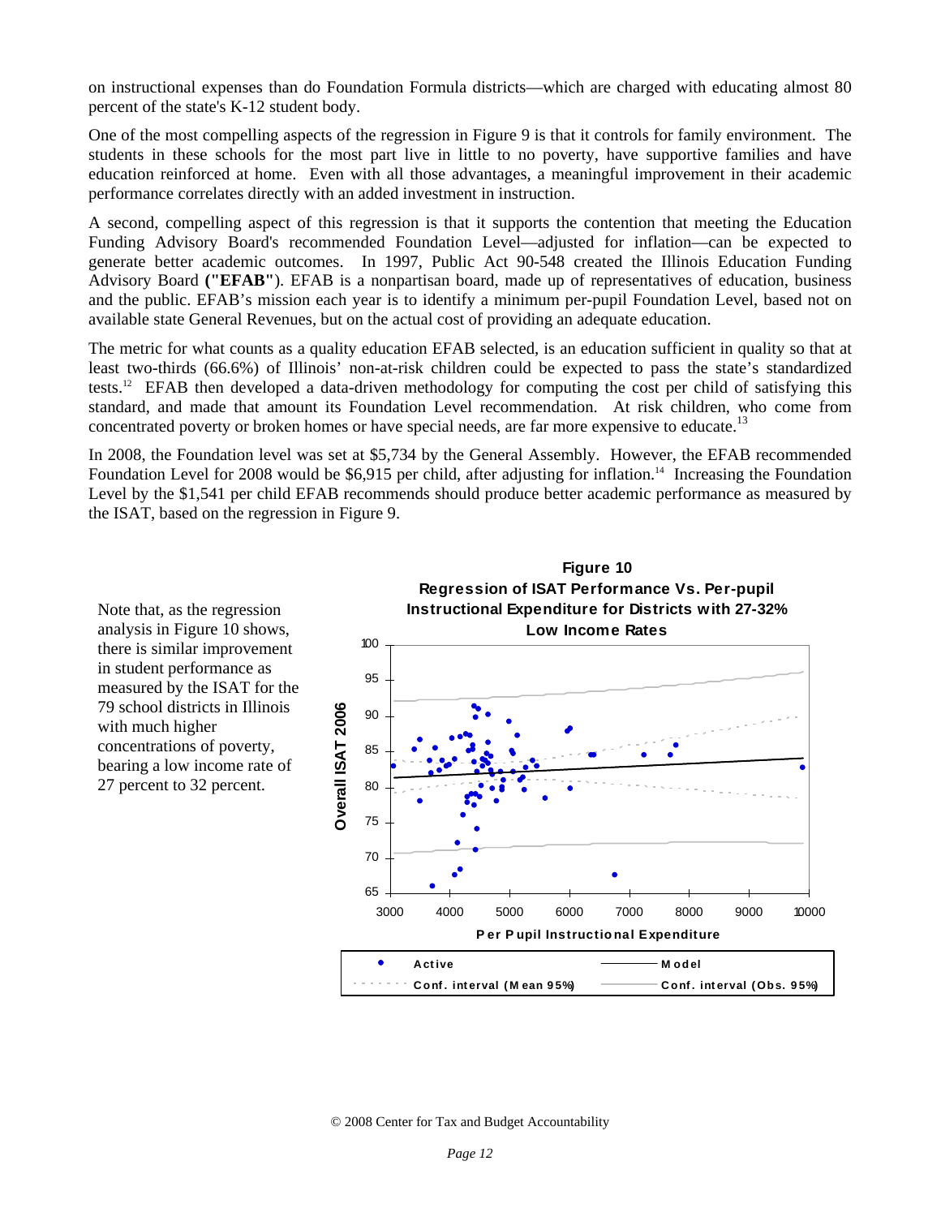on instructional expenses than do Foundation Formula districts—which are charged with educating almost 80 percent of the state's K-12 student body.

One of the most compelling aspects of the regression in Figure 9 is that it controls for family environment. The students in these schools for the most part live in little to no poverty, have supportive families and have education reinforced at home. Even with all those advantages, a meaningful improvement in their academic performance correlates directly with an added investment in instruction.

A second, compelling aspect of this regression is that it supports the contention that meeting the Education Funding Advisory Board's recommended Foundation Level—adjusted for inflation—can be expected to generate better academic outcomes. In 1997, Public Act 90-548 created the Illinois Education Funding Advisory Board **("EFAB")**. EFAB is a nonpartisan board, made up of representatives of education, business and the public. EFAB's mission each year is to identify a minimum per-pupil Foundation Level, based not on available state General Revenues, but on the actual cost of providing an adequate education.

The metric for what counts as a quality education EFAB selected, is an education sufficient in quality so that at least two-thirds (66.6%) of Illinois' non-at-risk children could be expected to pass the state's standardized tests.[12] EFAB then developed a data-driven methodology for computing the cost per child of satisfying this standard, and made that amount its Foundation Level recommendation. At risk children, who come from concentrated poverty or broken homes or have special needs, are far more expensive to educate.[13]

In 2008, the Foundation level was set at $5,734 by the General Assembly. However, the EFAB recommended Foundation Level for 2008 would be $6,915 per child, after adjusting for inflation.[14] Increasing the Foundation Level by the $1,541 per child EFAB recommends should produce better academic performance as measured by the ISAT, based on the regression in Figure 9.

Note that, as the regression analysis in Figure 10 shows, there is similar improvement in student performance as measured by the ISAT for the 79 school districts in Illinois with much higher concentrations of poverty, bearing a low income rate of 27 percent to 32 percent.

**Figure 10**
**Regression of ISAT Performance Vs. Per-pupil Instructional Expenditure for Districts with 27-32% Low Income Rates**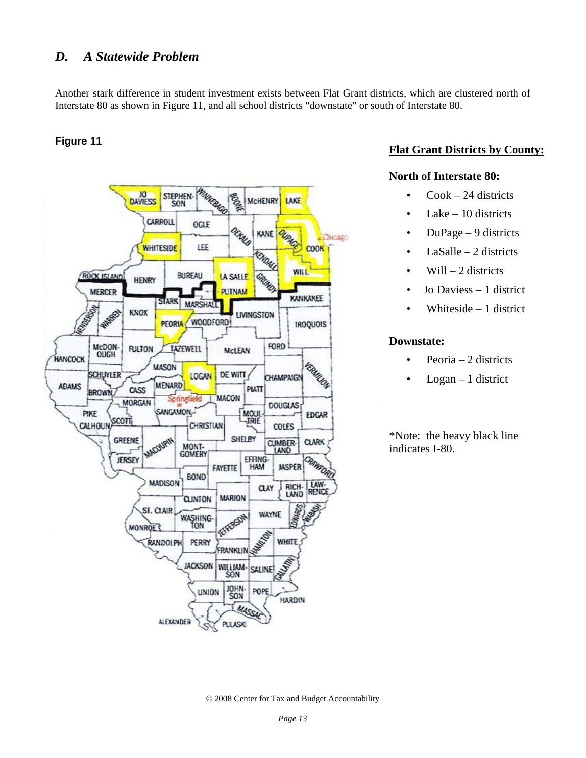## *D. A Statewide Problem*

Another stark difference in student investment exists between Flat Grant districts, which are clustered north of Interstate 80 as shown in Figure 11, and all school districts "downstate" or south of Interstate 80.

**Figure 11**

**Flat Grant Districts by County:**

**North of Interstate 80:**

- Cook – 24 districts
- Lake – 10 districts
- DuPage – 9 districts
- LaSalle – 2 districts
- Will – 2 districts
- Jo Daviess – 1 district
- Whiteside – 1 district

**Downstate:**

- Peoria – 2 districts
- Logan – 1 district

*Note: the heavy black line indicates I-80.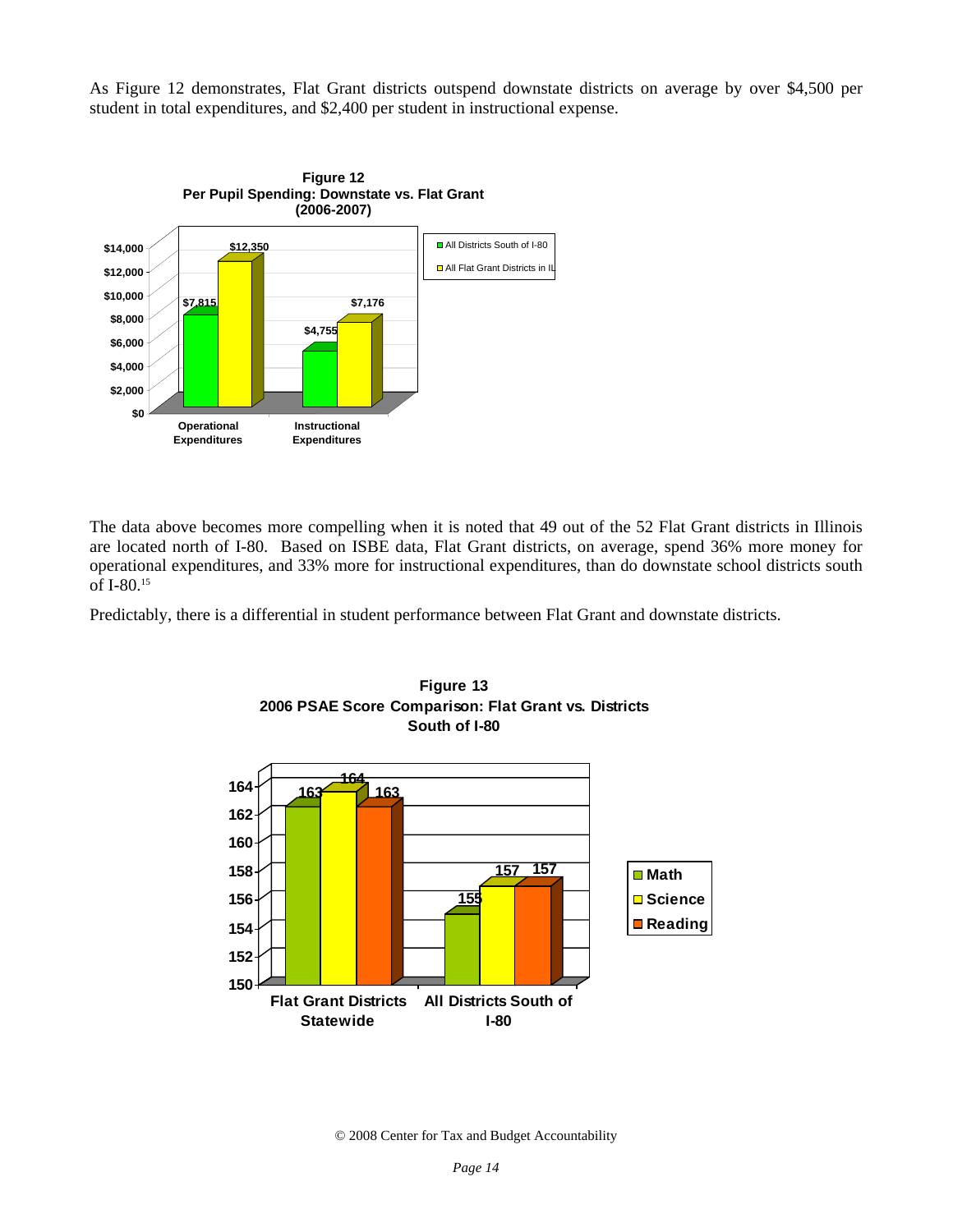As Figure 12 demonstrates, Flat Grant districts outspend downstate districts on average by over $4,500 per student in total expenditures, and $2,400 per student in instructional expense.

**Figure 12**
**Per Pupil Spending: Downstate vs. Flat Grant (2006-2007)**

| | All Districts South of I-80 | All Flat Grant Districts in IL |
|---|---|---|
| Operational Expenditures | $7,815 | $12,350 |
| Instructional Expenditures | $4,755 | $7,176 |

The data above becomes more compelling when it is noted that 49 out of the 52 Flat Grant districts in Illinois are located north of I-80. Based on ISBE data, Flat Grant districts, on average, spend 36% more money for operational expenditures, and 33% more for instructional expenditures, than do downstate school districts south of I-80.[15]

Predictably, there is a differential in student performance between Flat Grant and downstate districts.

**Figure 13**
**2006 PSAE Score Comparison: Flat Grant vs. Districts South of I-80**

| | Math | Science | Reading |
|---|---|---|---|
| Flat Grant Districts Statewide | 163 | 164 | 163 |
| All Districts South of I-80 | 155 | 157 | 157 |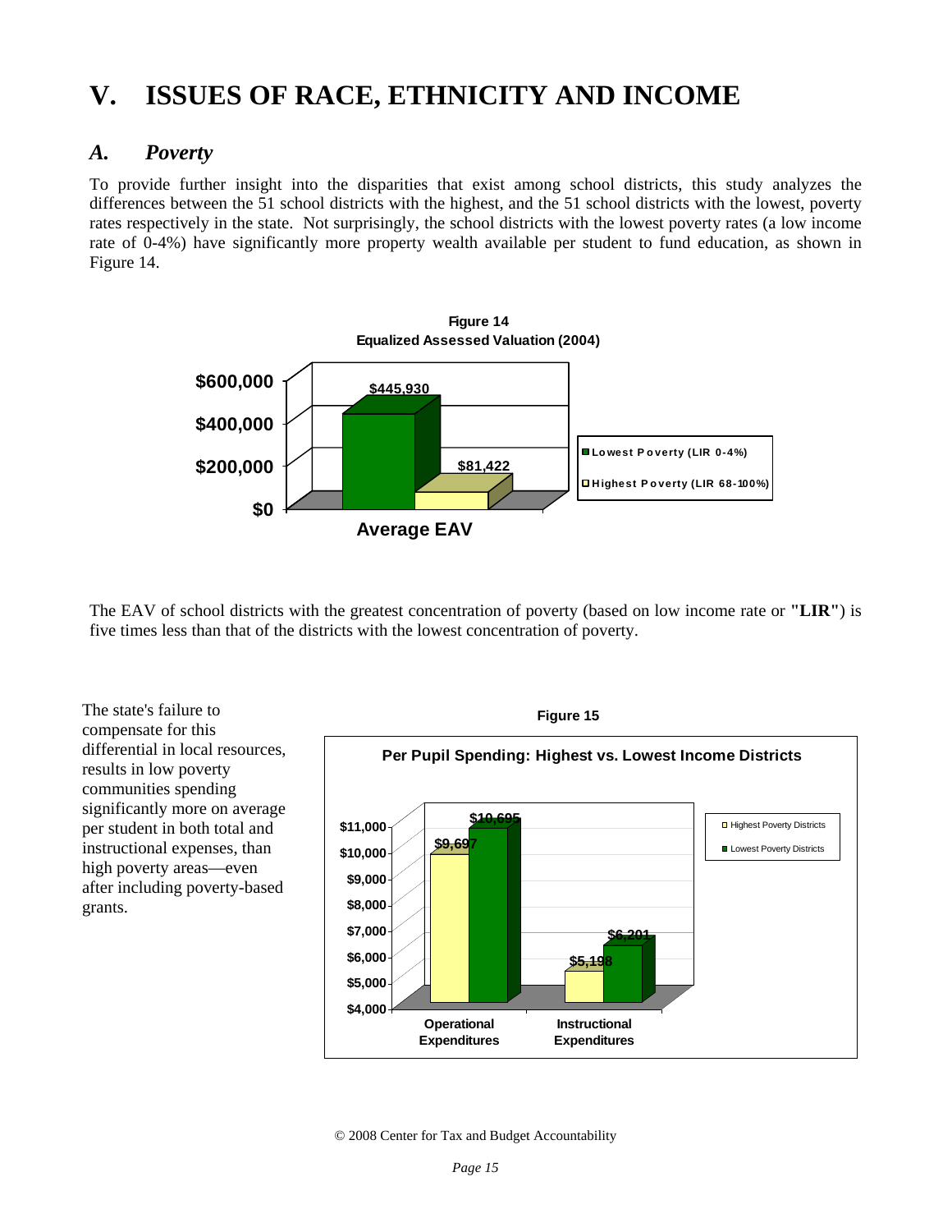# V. ISSUES OF RACE, ETHNICITY AND INCOME

## *A. Poverty*

To provide further insight into the disparities that exist among school districts, this study analyzes the differences between the 51 school districts with the highest, and the 51 school districts with the lowest, poverty rates respectively in the state. Not surprisingly, the school districts with the lowest poverty rates (a low income rate of 0-4%) have significantly more property wealth available per student to fund education, as shown in Figure 14.

**Figure 14**
**Equalized Assessed Valuation (2004)**

| Average EAV | Value |
|---|---|
| Lowest Poverty (LIR 0-4%) | $445,930 |
| Highest Poverty (LIR 68-100%) | $81,422 |

The EAV of school districts with the greatest concentration of poverty (based on low income rate or **"LIR"**) is five times less than that of the districts with the lowest concentration of poverty.

The state's failure to compensate for this differential in local resources, results in low poverty communities spending significantly more on average per student in both total and instructional expenses, than high poverty areas—even after including poverty-based grants.

**Figure 15**

**Per Pupil Spending: Highest vs. Lowest Income Districts**

| | Highest Poverty Districts | Lowest Poverty Districts |
|---|---|---|
| Operational Expenditures | $9,697 | $10,695 |
| Instructional Expenditures | $5,198 | $6,201 |

© 2008 Center for Tax and Budget Accountability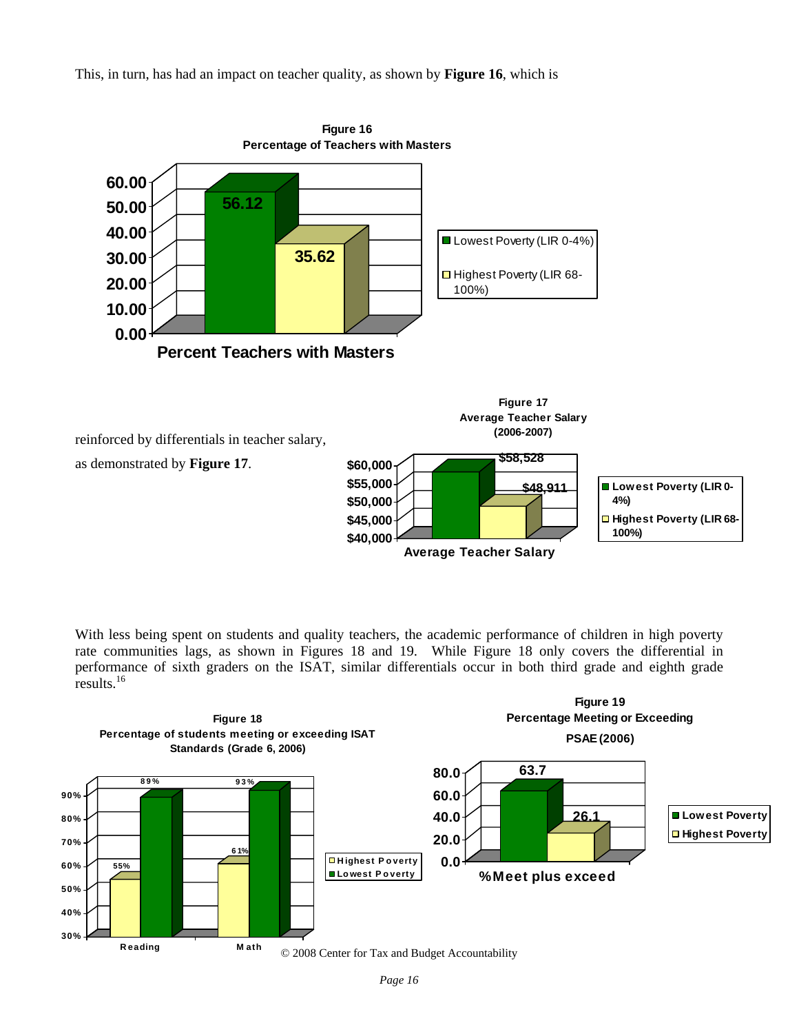This, in turn, has had an impact on teacher quality, as shown by **Figure 16**, which is

**Figure 16**
**Percentage of Teachers with Masters**

| Percent Teachers with Masters | Value |
|---|---|
| Lowest Poverty (LIR 0-4%) | 56.12 |
| Highest Poverty (LIR 68-100%) | 35.62 |

reinforced by differentials in teacher salary, as demonstrated by **Figure 17**.

**Figure 17**
**Average Teacher Salary (2006-2007)**

| Average Teacher Salary | Value |
|---|---|
| Lowest Poverty (LIR 0-4%) | $58,528 |
| Highest Poverty (LIR 68-100%) | $48,911 |

With less being spent on students and quality teachers, the academic performance of children in high poverty rate communities lags, as shown in Figures 18 and 19. While Figure 18 only covers the differential in performance of sixth graders on the ISAT, similar differentials occur in both third grade and eighth grade results.[16]

**Figure 18**
**Percentage of students meeting or exceeding ISAT Standards (Grade 6, 2006)**

| | Highest Poverty | Lowest Poverty |
|---|---|---|
| Reading | 55% | 89% |
| Math | 61% | 93% |

**Figure 19**
**Percentage Meeting or Exceeding PSAE (2006)**

| %Meet plus exceed | Value |
|---|---|
| Lowest Poverty | 63.7 |
| Highest Poverty | 26.1 |

© 2008 Center for Tax and Budget Accountability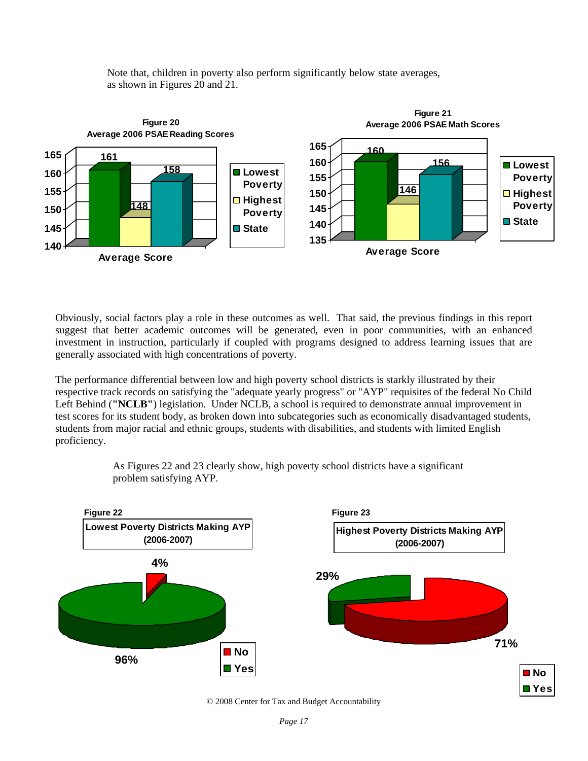Note that, children in poverty also perform significantly below state averages, as shown in Figures 20 and 21.

**Figure 20**
**Average 2006 PSAE Reading Scores**

| | Average Score |
|---|---|
| Lowest Poverty | 161 |
| Highest Poverty | 148 |
| State | 158 |

**Figure 21**
**Average 2006 PSAE Math Scores**

| | Average Score |
|---|---|
| Lowest Poverty | 160 |
| Highest Poverty | 146 |
| State | 156 |

Obviously, social factors play a role in these outcomes as well. That said, the previous findings in this report suggest that better academic outcomes will be generated, even in poor communities, with an enhanced investment in instruction, particularly if coupled with programs designed to address learning issues that are generally associated with high concentrations of poverty.

The performance differential between low and high poverty school districts is starkly illustrated by their respective track records on satisfying the "adequate yearly progress" or "AYP" requisites of the federal No Child Left Behind (**"NCLB"**) legislation. Under NCLB, a school is required to demonstrate annual improvement in test scores for its student body, as broken down into subcategories such as economically disadvantaged students, students from major racial and ethnic groups, students with disabilities, and students with limited English proficiency.

As Figures 22 and 23 clearly show, high poverty school districts have a significant problem satisfying AYP.

**Figure 22**
**Lowest Poverty Districts Making AYP (2006-2007)**

| | Percent |
|---|---|
| No | 4% |
| Yes | 96% |

**Figure 23**
**Highest Poverty Districts Making AYP (2006-2007)**

| | Percent |
|---|---|
| No | 71% |
| Yes | 29% |

© 2008 Center for Tax and Budget Accountability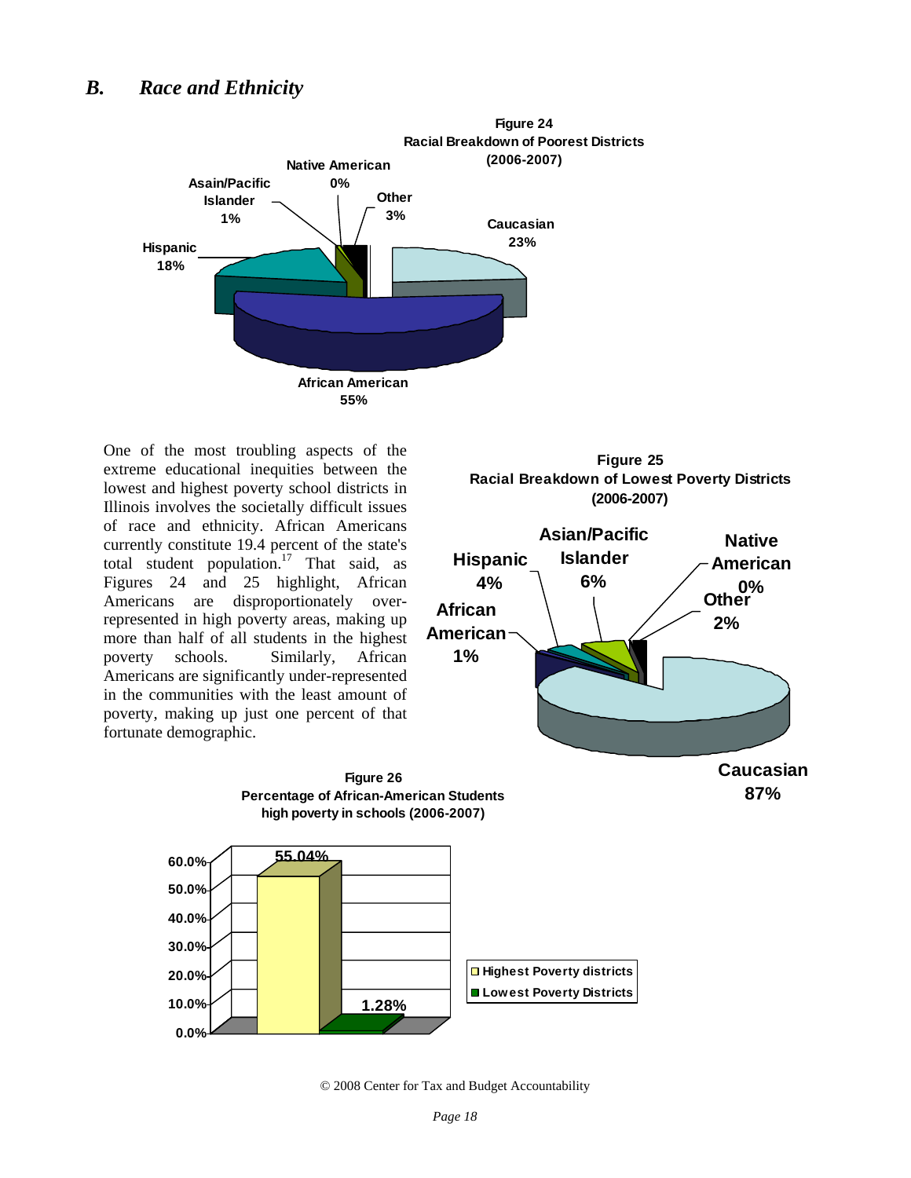## B. Race and Ethnicity

**Figure 24**
**Racial Breakdown of Poorest Districts (2006-2007)**

| Group | Percent |
|---|---|
| Caucasian | 23% |
| African American | 55% |
| Hispanic | 18% |
| Asain/Pacific Islander | 1% |
| Native American | 0% |
| Other | 3% |

One of the most troubling aspects of the extreme educational inequities between the lowest and highest poverty school districts in Illinois involves the societally difficult issues of race and ethnicity. African Americans currently constitute 19.4 percent of the state's total student population.[17] That said, as Figures 24 and 25 highlight, African Americans are disproportionately over-represented in high poverty areas, making up more than half of all students in the highest poverty schools. Similarly, African Americans are significantly under-represented in the communities with the least amount of poverty, making up just one percent of that fortunate demographic.

**Figure 25**
**Racial Breakdown of Lowest Poverty Districts (2006-2007)**

| Group | Percent |
|---|---|
| Caucasian | 87% |
| African American | 1% |
| Hispanic | 4% |
| Asian/Pacific Islander | 6% |
| Native American | 0% |
| Other | 2% |

**Figure 26**
**Percentage of African-American Students high poverty in schools (2006-2007)**

| | Percent |
|---|---|
| Highest Poverty districts | 55.04% |
| Lowest Poverty Districts | 1.28% |

© 2008 Center for Tax and Budget Accountability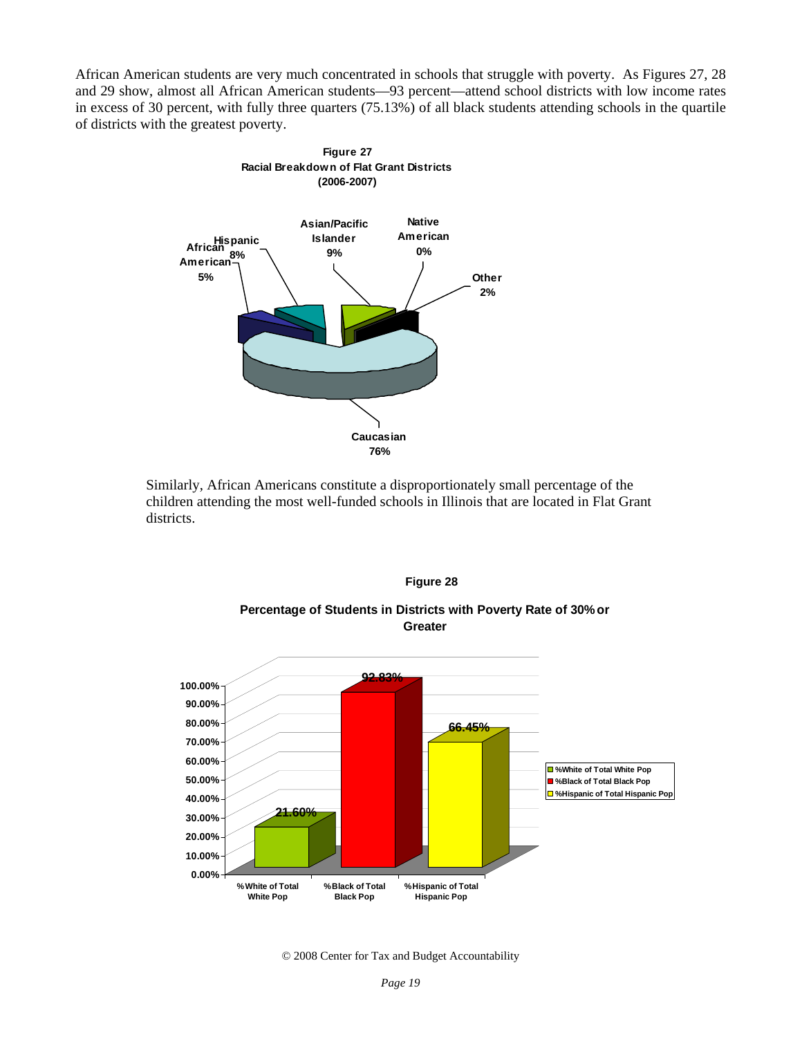African American students are very much concentrated in schools that struggle with poverty. As Figures 27, 28 and 29 show, almost all African American students—93 percent—attend school districts with low income rates in excess of 30 percent, with fully three quarters (75.13%) of all black students attending schools in the quartile of districts with the greatest poverty.

**Figure 27**
**Racial Breakdown of Flat Grant Districts**
**(2006-2007)**

| Group | Percentage |
|---|---|
| African American | 5% |
| Hispanic | 8% |
| Asian/Pacific Islander | 9% |
| Native American | 0% |
| Other | 2% |
| Caucasian | 76% |

Similarly, African Americans constitute a disproportionately small percentage of the children attending the most well-funded schools in Illinois that are located in Flat Grant districts.

**Figure 28**

**Percentage of Students in Districts with Poverty Rate of 30% or Greater**

| Group | Percentage |
|---|---|
| %White of Total White Pop | 21.60% |
| %Black of Total Black Pop | 92.83% |
| %Hispanic of Total Hispanic Pop | 66.45% |

© 2008 Center for Tax and Budget Accountability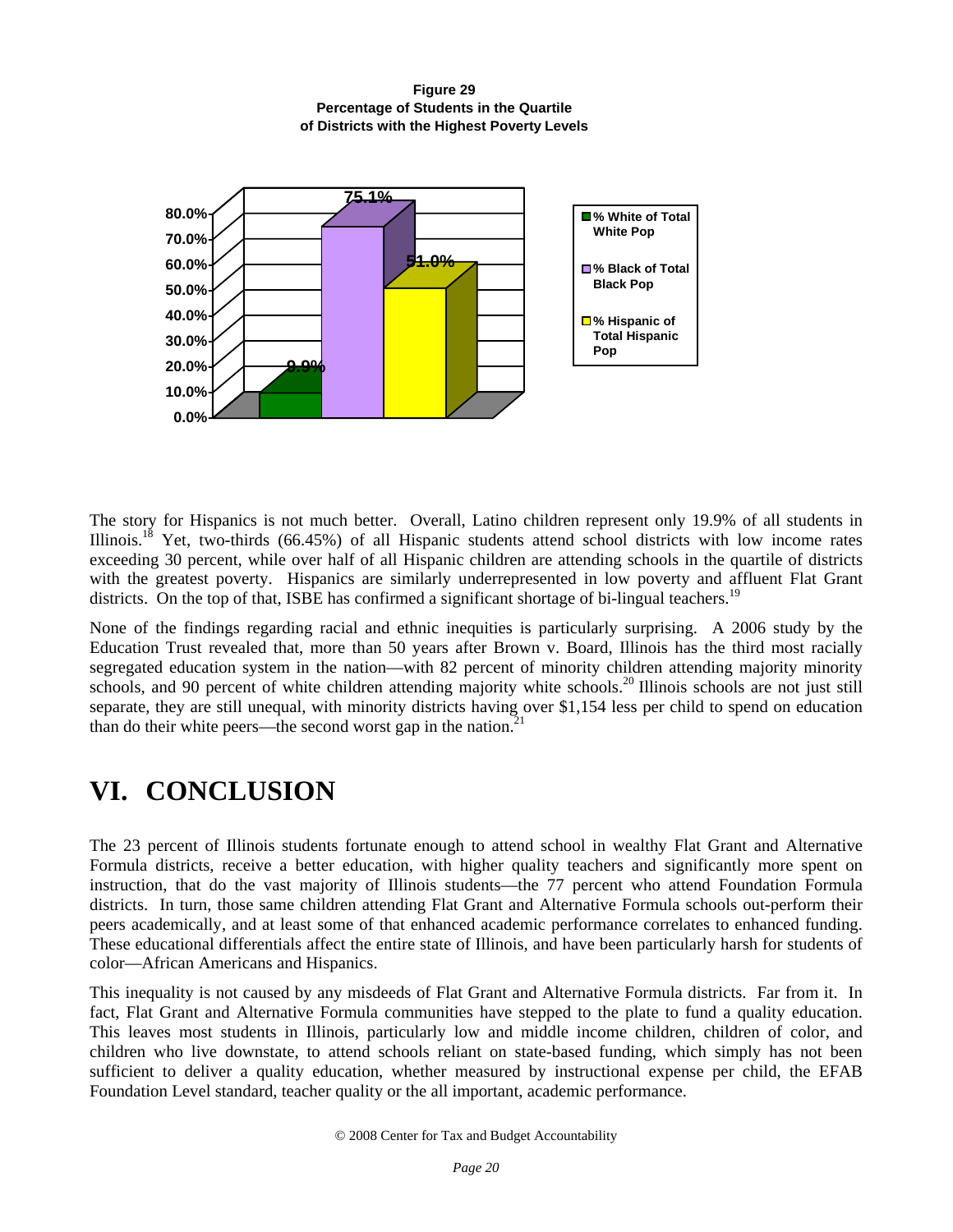**Figure 29**
**Percentage of Students in the Quartile of Districts with the Highest Poverty Levels**

| | % White of Total White Pop | % Black of Total Black Pop | % Hispanic of Total Hispanic Pop |
|---|---|---|---|
| | 9.9% | 75.1% | 51.0% |

The story for Hispanics is not much better. Overall, Latino children represent only 19.9% of all students in Illinois.[18] Yet, two-thirds (66.45%) of all Hispanic students attend school districts with low income rates exceeding 30 percent, while over half of all Hispanic children are attending schools in the quartile of districts with the greatest poverty. Hispanics are similarly underrepresented in low poverty and affluent Flat Grant districts. On the top of that, ISBE has confirmed a significant shortage of bi-lingual teachers.[19]

None of the findings regarding racial and ethnic inequities is particularly surprising. A 2006 study by the Education Trust revealed that, more than 50 years after Brown v. Board, Illinois has the third most racially segregated education system in the nation—with 82 percent of minority children attending majority minority schools, and 90 percent of white children attending majority white schools.[20] Illinois schools are not just still separate, they are still unequal, with minority districts having over $1,154 less per child to spend on education than do their white peers—the second worst gap in the nation.[21]

# VI. CONCLUSION

The 23 percent of Illinois students fortunate enough to attend school in wealthy Flat Grant and Alternative Formula districts, receive a better education, with higher quality teachers and significantly more spent on instruction, that do the vast majority of Illinois students—the 77 percent who attend Foundation Formula districts. In turn, those same children attending Flat Grant and Alternative Formula schools out-perform their peers academically, and at least some of that enhanced academic performance correlates to enhanced funding. These educational differentials affect the entire state of Illinois, and have been particularly harsh for students of color—African Americans and Hispanics.

This inequality is not caused by any misdeeds of Flat Grant and Alternative Formula districts. Far from it. In fact, Flat Grant and Alternative Formula communities have stepped to the plate to fund a quality education. This leaves most students in Illinois, particularly low and middle income children, children of color, and children who live downstate, to attend schools reliant on state-based funding, which simply has not been sufficient to deliver a quality education, whether measured by instructional expense per child, the EFAB Foundation Level standard, teacher quality or the all important, academic performance.

© 2008 Center for Tax and Budget Accountability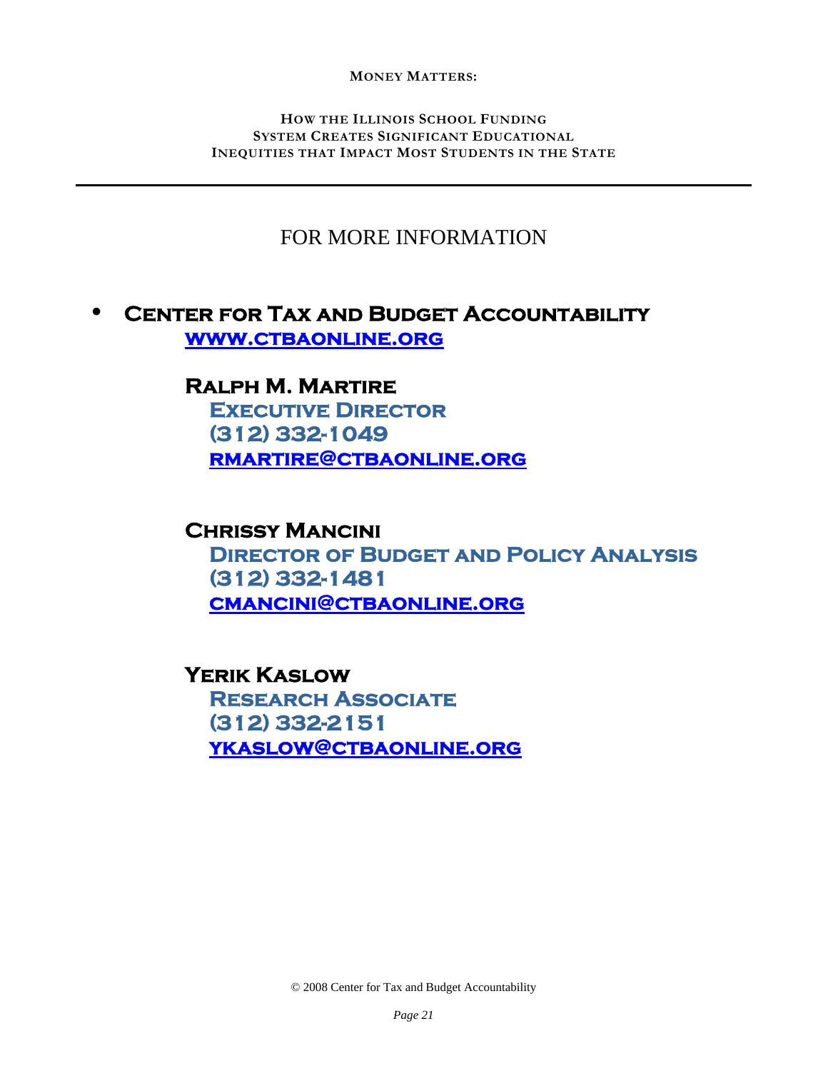# FOR MORE INFORMATION

- **CENTER FOR TAX AND BUDGET ACCOUNTABILITY**
  [WWW.CTBAONLINE.ORG](http://www.ctbaonline.org)

  **RALPH M. MARTIRE**
  EXECUTIVE DIRECTOR
  (312) 332-1049
  [RMARTIRE@CTBAONLINE.ORG](mailto:rmartire@ctbaonline.org)

  **CHRISSY MANCINI**
  DIRECTOR OF BUDGET AND POLICY ANALYSIS
  (312) 332-1481
  [CMANCINI@CTBAONLINE.ORG](mailto:cmancini@ctbaonline.org)

  **YERIK KASLOW**
  RESEARCH ASSOCIATE
  (312) 332-2151
  [YKASLOW@CTBAONLINE.ORG](mailto:ykaslow@ctbaonline.org)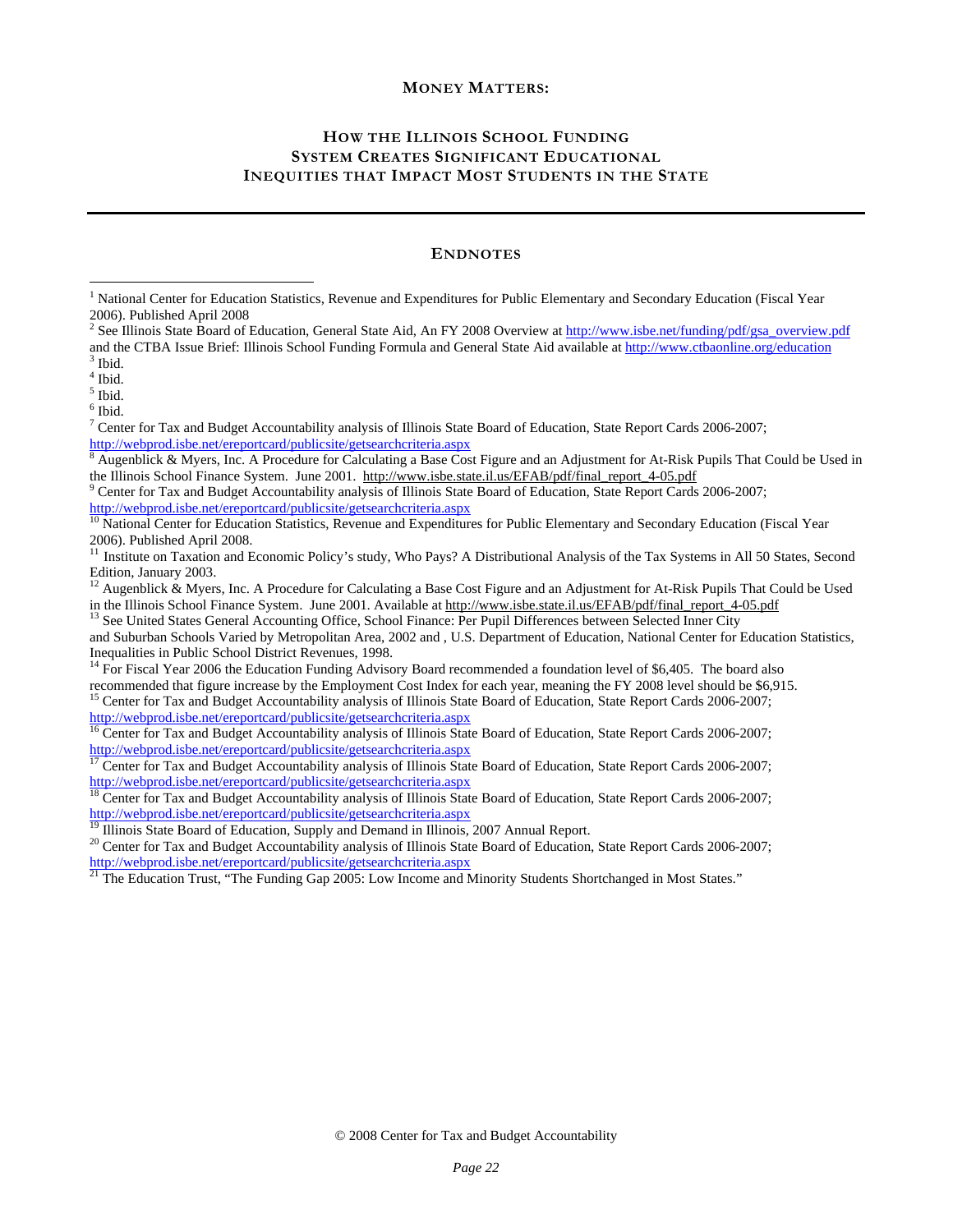# MONEY MATTERS:

## HOW THE ILLINOIS SCHOOL FUNDING SYSTEM CREATES SIGNIFICANT EDUCATIONAL INEQUITIES THAT IMPACT MOST STUDENTS IN THE STATE

---

### ENDNOTES

[1] National Center for Education Statistics, Revenue and Expenditures for Public Elementary and Secondary Education (Fiscal Year 2006). Published April 2008

[2] See Illinois State Board of Education, General State Aid, An FY 2008 Overview at http://www.isbe.net/funding/pdf/gsa_overview.pdf and the CTBA Issue Brief: Illinois School Funding Formula and General State Aid available at http://www.ctbaonline.org/education

[3] Ibid.

[4] Ibid.

[5] Ibid.

[6] Ibid.

[7] Center for Tax and Budget Accountability analysis of Illinois State Board of Education, State Report Cards 2006-2007; http://webprod.isbe.net/ereportcard/publicsite/getsearchcriteria.aspx

[8] Augenblick & Myers, Inc. A Procedure for Calculating a Base Cost Figure and an Adjustment for At-Risk Pupils That Could be Used in the Illinois School Finance System. June 2001. http://www.isbe.state.il.us/EFAB/pdf/final_report_4-05.pdf

[9] Center for Tax and Budget Accountability analysis of Illinois State Board of Education, State Report Cards 2006-2007; http://webprod.isbe.net/ereportcard/publicsite/getsearchcriteria.aspx

[10] National Center for Education Statistics, Revenue and Expenditures for Public Elementary and Secondary Education (Fiscal Year 2006). Published April 2008.

[11] Institute on Taxation and Economic Policy's study, Who Pays? A Distributional Analysis of the Tax Systems in All 50 States, Second Edition, January 2003.

[12] Augenblick & Myers, Inc. A Procedure for Calculating a Base Cost Figure and an Adjustment for At-Risk Pupils That Could be Used in the Illinois School Finance System. June 2001. Available at http://www.isbe.state.il.us/EFAB/pdf/final_report_4-05.pdf

[13] See United States General Accounting Office, School Finance: Per Pupil Differences between Selected Inner City and Suburban Schools Varied by Metropolitan Area, 2002 and , U.S. Department of Education, National Center for Education Statistics, Inequalities in Public School District Revenues, 1998.

[14] For Fiscal Year 2006 the Education Funding Advisory Board recommended a foundation level of $6,405. The board also recommended that figure increase by the Employment Cost Index for each year, meaning the FY 2008 level should be $6,915.

[15] Center for Tax and Budget Accountability analysis of Illinois State Board of Education, State Report Cards 2006-2007; http://webprod.isbe.net/ereportcard/publicsite/getsearchcriteria.aspx

[16] Center for Tax and Budget Accountability analysis of Illinois State Board of Education, State Report Cards 2006-2007; http://webprod.isbe.net/ereportcard/publicsite/getsearchcriteria.aspx

[17] Center for Tax and Budget Accountability analysis of Illinois State Board of Education, State Report Cards 2006-2007; http://webprod.isbe.net/ereportcard/publicsite/getsearchcriteria.aspx

[18] Center for Tax and Budget Accountability analysis of Illinois State Board of Education, State Report Cards 2006-2007; http://webprod.isbe.net/ereportcard/publicsite/getsearchcriteria.aspx

[19] Illinois State Board of Education, Supply and Demand in Illinois, 2007 Annual Report.

[20] Center for Tax and Budget Accountability analysis of Illinois State Board of Education, State Report Cards 2006-2007; http://webprod.isbe.net/ereportcard/publicsite/getsearchcriteria.aspx

[21] The Education Trust, "The Funding Gap 2005: Low Income and Minority Students Shortchanged in Most States."

© 2008 Center for Tax and Budget Accountability